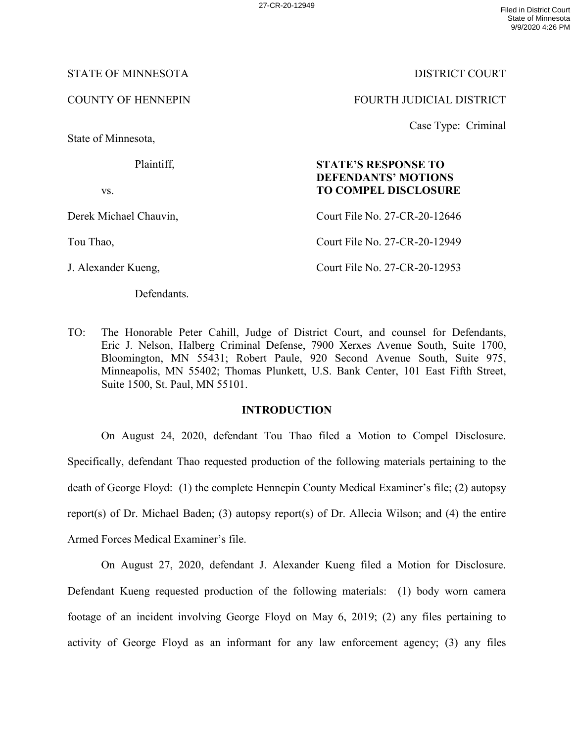STATE OF MINNESOTA | DISTRICT COURT

COUNTY OF HENNEPIN | FOURTH JUDICIAL DISTRICT

Case Type: Criminal

State of Minnesota,

Plaintiff,

vs.

**STATE'S RESPONSE TO DEFENDANTS' MOTIONS TO COMPEL DISCLOSURE**

Derek Michael Chauvin, | Court File No. 27-CR-20-12646

Tou Thao, | Court File No. 27-CR-20-12949

J. Alexander Kueng, | Court File No. 27-CR-20-12953

Defendants.

TO: The Honorable Peter Cahill, Judge of District Court, and counsel for Defendants, Eric J. Nelson, Halberg Criminal Defense, 7900 Xerxes Avenue South, Suite 1700, Bloomington, MN 55431; Robert Paule, 920 Second Avenue South, Suite 975, Minneapolis, MN 55402; Thomas Plunkett, U.S. Bank Center, 101 East Fifth Street, Suite 1500, St. Paul, MN 55101.

## INTRODUCTION

On August 24, 2020, defendant Tou Thao filed a Motion to Compel Disclosure. Specifically, defendant Thao requested production of the following materials pertaining to the death of George Floyd: (1) the complete Hennepin County Medical Examiner's file; (2) autopsy report(s) of Dr. Michael Baden; (3) autopsy report(s) of Dr. Allecia Wilson; and (4) the entire Armed Forces Medical Examiner's file.

On August 27, 2020, defendant J. Alexander Kueng filed a Motion for Disclosure. Defendant Kueng requested production of the following materials: (1) body worn camera footage of an incident involving George Floyd on May 6, 2019; (2) any files pertaining to activity of George Floyd as an informant for any law enforcement agency; (3) any files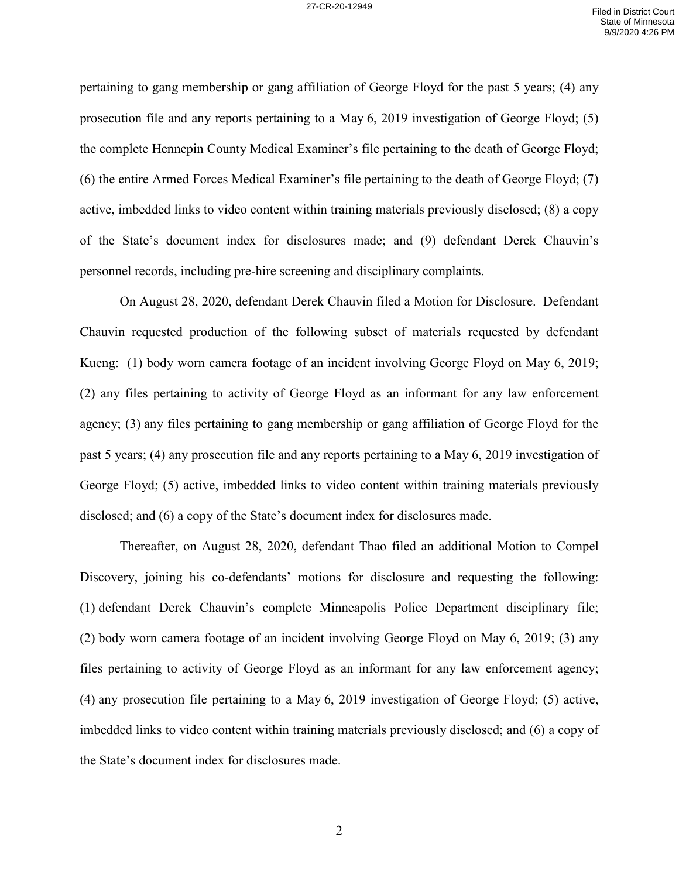pertaining to gang membership or gang affiliation of George Floyd for the past 5 years; (4) any prosecution file and any reports pertaining to a May 6, 2019 investigation of George Floyd; (5) the complete Hennepin County Medical Examiner's file pertaining to the death of George Floyd; (6) the entire Armed Forces Medical Examiner's file pertaining to the death of George Floyd; (7) active, imbedded links to video content within training materials previously disclosed; (8) a copy of the State's document index for disclosures made; and (9) defendant Derek Chauvin's personnel records, including pre-hire screening and disciplinary complaints.

On August 28, 2020, defendant Derek Chauvin filed a Motion for Disclosure. Defendant Chauvin requested production of the following subset of materials requested by defendant Kueng: (1) body worn camera footage of an incident involving George Floyd on May 6, 2019; (2) any files pertaining to activity of George Floyd as an informant for any law enforcement agency; (3) any files pertaining to gang membership or gang affiliation of George Floyd for the past 5 years; (4) any prosecution file and any reports pertaining to a May 6, 2019 investigation of George Floyd; (5) active, imbedded links to video content within training materials previously disclosed; and (6) a copy of the State's document index for disclosures made.

Thereafter, on August 28, 2020, defendant Thao filed an additional Motion to Compel Discovery, joining his co-defendants' motions for disclosure and requesting the following: (1) defendant Derek Chauvin's complete Minneapolis Police Department disciplinary file; (2) body worn camera footage of an incident involving George Floyd on May 6, 2019; (3) any files pertaining to activity of George Floyd as an informant for any law enforcement agency; (4) any prosecution file pertaining to a May 6, 2019 investigation of George Floyd; (5) active, imbedded links to video content within training materials previously disclosed; and (6) a copy of the State's document index for disclosures made.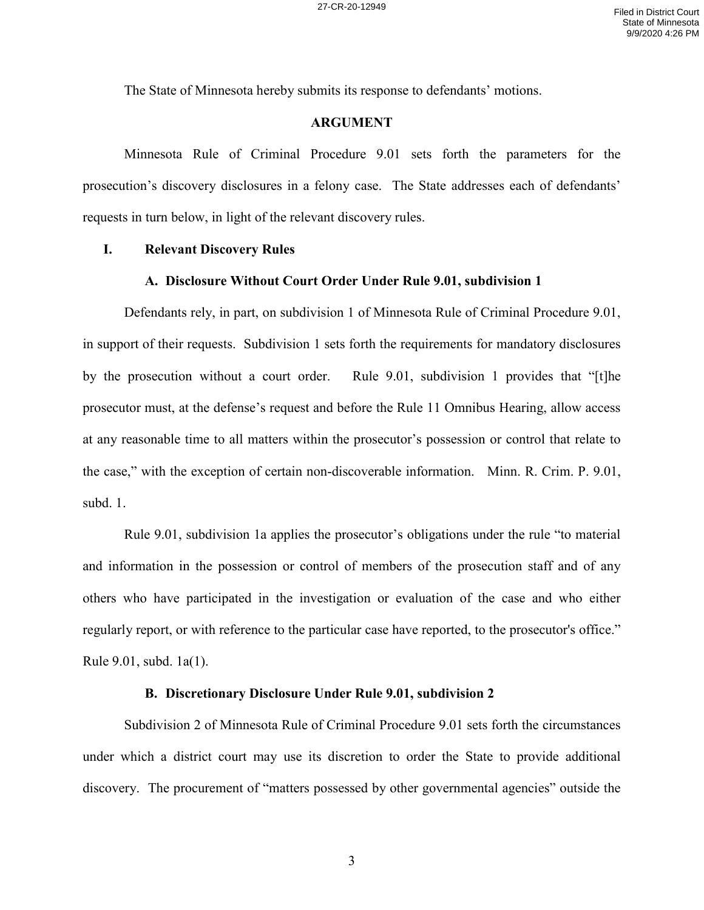The State of Minnesota hereby submits its response to defendants' motions.

## ARGUMENT

Minnesota Rule of Criminal Procedure 9.01 sets forth the parameters for the prosecution's discovery disclosures in a felony case. The State addresses each of defendants' requests in turn below, in light of the relevant discovery rules.

### I. Relevant Discovery Rules

#### A. Disclosure Without Court Order Under Rule 9.01, subdivision 1

Defendants rely, in part, on subdivision 1 of Minnesota Rule of Criminal Procedure 9.01, in support of their requests. Subdivision 1 sets forth the requirements for mandatory disclosures by the prosecution without a court order. Rule 9.01, subdivision 1 provides that "[t]he prosecutor must, at the defense's request and before the Rule 11 Omnibus Hearing, allow access at any reasonable time to all matters within the prosecutor's possession or control that relate to the case," with the exception of certain non-discoverable information. Minn. R. Crim. P. 9.01, subd. 1.

Rule 9.01, subdivision 1a applies the prosecutor's obligations under the rule "to material and information in the possession or control of members of the prosecution staff and of any others who have participated in the investigation or evaluation of the case and who either regularly report, or with reference to the particular case have reported, to the prosecutor's office." Rule 9.01, subd. 1a(1).

#### B. Discretionary Disclosure Under Rule 9.01, subdivision 2

Subdivision 2 of Minnesota Rule of Criminal Procedure 9.01 sets forth the circumstances under which a district court may use its discretion to order the State to provide additional discovery. The procurement of "matters possessed by other governmental agencies" outside the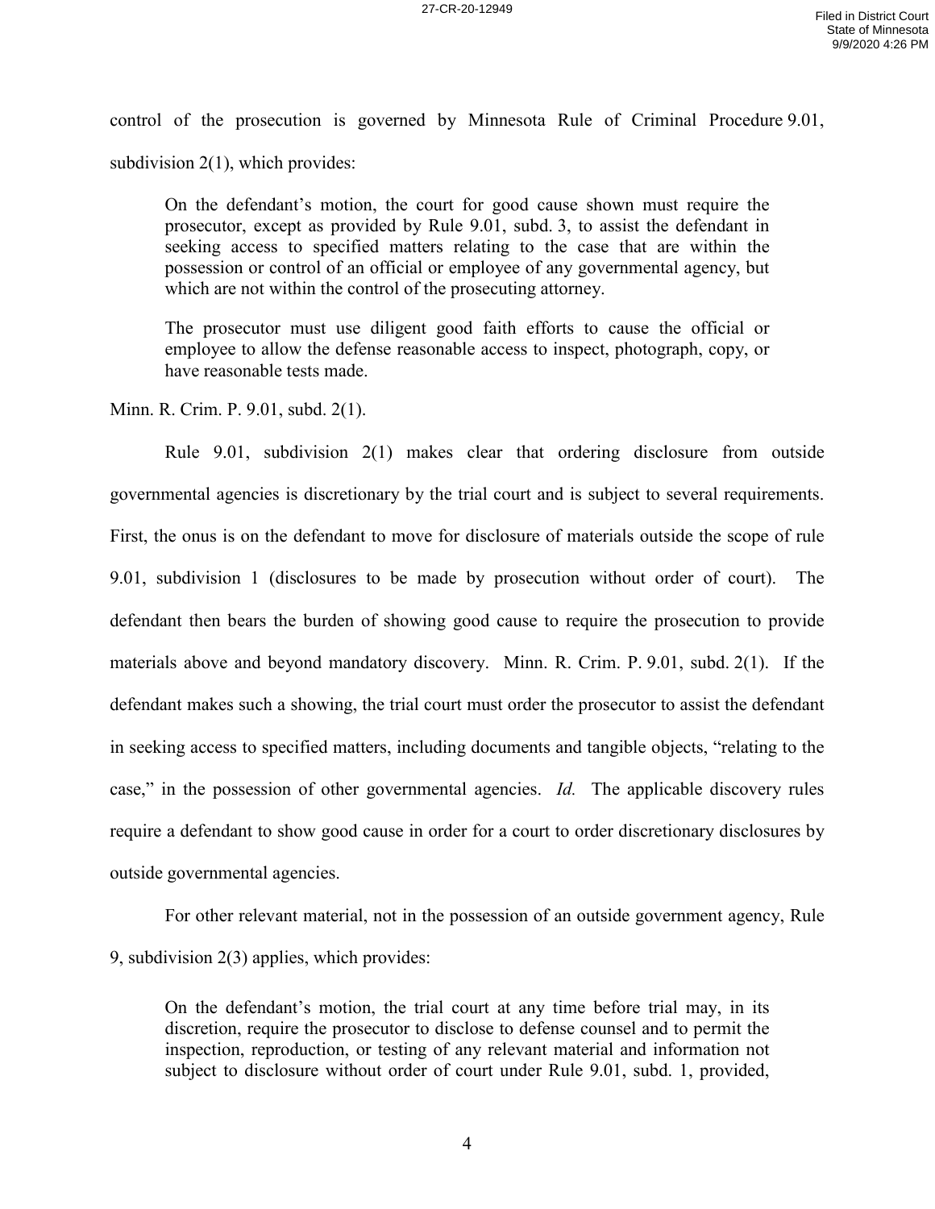control of the prosecution is governed by Minnesota Rule of Criminal Procedure 9.01, subdivision 2(1), which provides:

> On the defendant's motion, the court for good cause shown must require the prosecutor, except as provided by Rule 9.01, subd. 3, to assist the defendant in seeking access to specified matters relating to the case that are within the possession or control of an official or employee of any governmental agency, but which are not within the control of the prosecuting attorney.
>
> The prosecutor must use diligent good faith efforts to cause the official or employee to allow the defense reasonable access to inspect, photograph, copy, or have reasonable tests made.

Minn. R. Crim. P. 9.01, subd. 2(1).

Rule 9.01, subdivision 2(1) makes clear that ordering disclosure from outside governmental agencies is discretionary by the trial court and is subject to several requirements. First, the onus is on the defendant to move for disclosure of materials outside the scope of rule 9.01, subdivision 1 (disclosures to be made by prosecution without order of court). The defendant then bears the burden of showing good cause to require the prosecution to provide materials above and beyond mandatory discovery. Minn. R. Crim. P. 9.01, subd. 2(1). If the defendant makes such a showing, the trial court must order the prosecutor to assist the defendant in seeking access to specified matters, including documents and tangible objects, "relating to the case," in the possession of other governmental agencies. *Id.* The applicable discovery rules require a defendant to show good cause in order for a court to order discretionary disclosures by outside governmental agencies.

For other relevant material, not in the possession of an outside government agency, Rule 9, subdivision 2(3) applies, which provides:

> On the defendant's motion, the trial court at any time before trial may, in its discretion, require the prosecutor to disclose to defense counsel and to permit the inspection, reproduction, or testing of any relevant material and information not subject to disclosure without order of court under Rule 9.01, subd. 1, provided,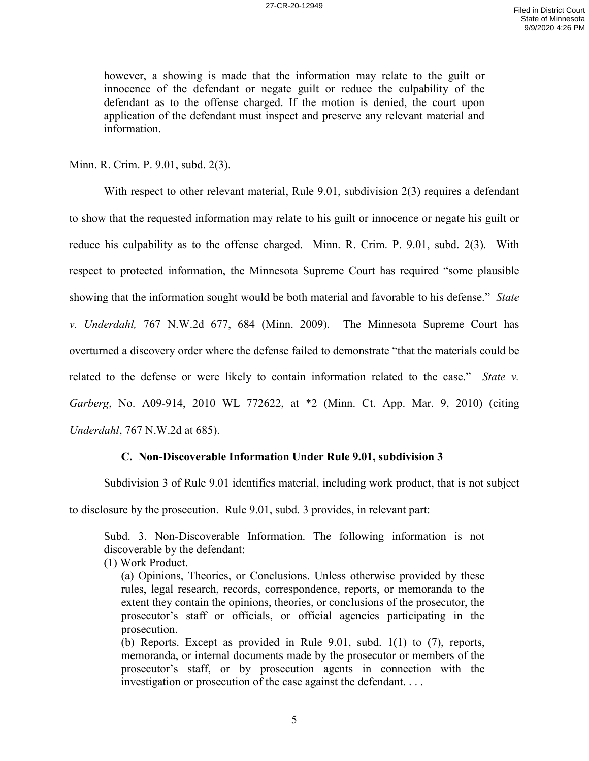> however, a showing is made that the information may relate to the guilt or innocence of the defendant or negate guilt or reduce the culpability of the defendant as to the offense charged. If the motion is denied, the court upon application of the defendant must inspect and preserve any relevant material and information.

Minn. R. Crim. P. 9.01, subd. 2(3).

With respect to other relevant material, Rule 9.01, subdivision 2(3) requires a defendant to show that the requested information may relate to his guilt or innocence or negate his guilt or reduce his culpability as to the offense charged. Minn. R. Crim. P. 9.01, subd. 2(3). With respect to protected information, the Minnesota Supreme Court has required "some plausible showing that the information sought would be both material and favorable to his defense." *State v. Underdahl,* 767 N.W.2d 677, 684 (Minn. 2009). The Minnesota Supreme Court has overturned a discovery order where the defense failed to demonstrate "that the materials could be related to the defense or were likely to contain information related to the case." *State v. Garberg*, No. A09-914, 2010 WL 772622, at *2 (Minn. Ct. App. Mar. 9, 2010) (citing *Underdahl*, 767 N.W.2d at 685).

### C. Non-Discoverable Information Under Rule 9.01, subdivision 3

Subdivision 3 of Rule 9.01 identifies material, including work product, that is not subject to disclosure by the prosecution. Rule 9.01, subd. 3 provides, in relevant part:

> Subd. 3. Non-Discoverable Information. The following information is not discoverable by the defendant:
>
> (1) Work Product.
>
> (a) Opinions, Theories, or Conclusions. Unless otherwise provided by these rules, legal research, records, correspondence, reports, or memoranda to the extent they contain the opinions, theories, or conclusions of the prosecutor, the prosecutor's staff or officials, or official agencies participating in the prosecution.
>
> (b) Reports. Except as provided in Rule 9.01, subd. 1(1) to (7), reports, memoranda, or internal documents made by the prosecutor or members of the prosecutor's staff, or by prosecution agents in connection with the investigation or prosecution of the case against the defendant. . . .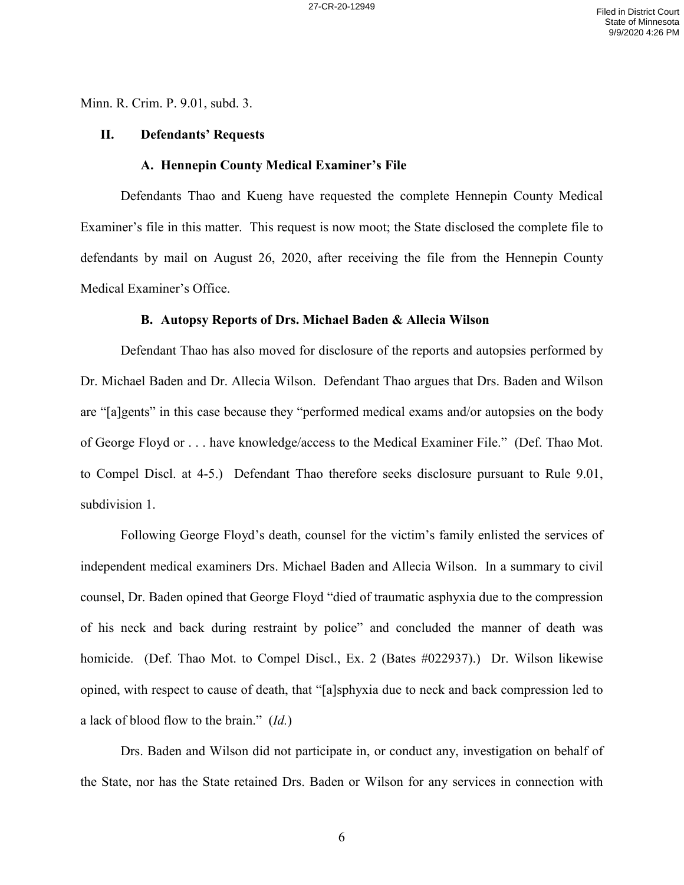Minn. R. Crim. P. 9.01, subd. 3.

## II. Defendants' Requests

### A. Hennepin County Medical Examiner's File

Defendants Thao and Kueng have requested the complete Hennepin County Medical Examiner's file in this matter. This request is now moot; the State disclosed the complete file to defendants by mail on August 26, 2020, after receiving the file from the Hennepin County Medical Examiner's Office.

### B. Autopsy Reports of Drs. Michael Baden & Allecia Wilson

Defendant Thao has also moved for disclosure of the reports and autopsies performed by Dr. Michael Baden and Dr. Allecia Wilson. Defendant Thao argues that Drs. Baden and Wilson are "[a]gents" in this case because they "performed medical exams and/or autopsies on the body of George Floyd or . . . have knowledge/access to the Medical Examiner File." (Def. Thao Mot. to Compel Discl. at 4-5.) Defendant Thao therefore seeks disclosure pursuant to Rule 9.01, subdivision 1.

Following George Floyd's death, counsel for the victim's family enlisted the services of independent medical examiners Drs. Michael Baden and Allecia Wilson. In a summary to civil counsel, Dr. Baden opined that George Floyd "died of traumatic asphyxia due to the compression of his neck and back during restraint by police" and concluded the manner of death was homicide. (Def. Thao Mot. to Compel Discl., Ex. 2 (Bates #022937).) Dr. Wilson likewise opined, with respect to cause of death, that "[a]sphyxia due to neck and back compression led to a lack of blood flow to the brain." (*Id.*)

Drs. Baden and Wilson did not participate in, or conduct any, investigation on behalf of the State, nor has the State retained Drs. Baden or Wilson for any services in connection with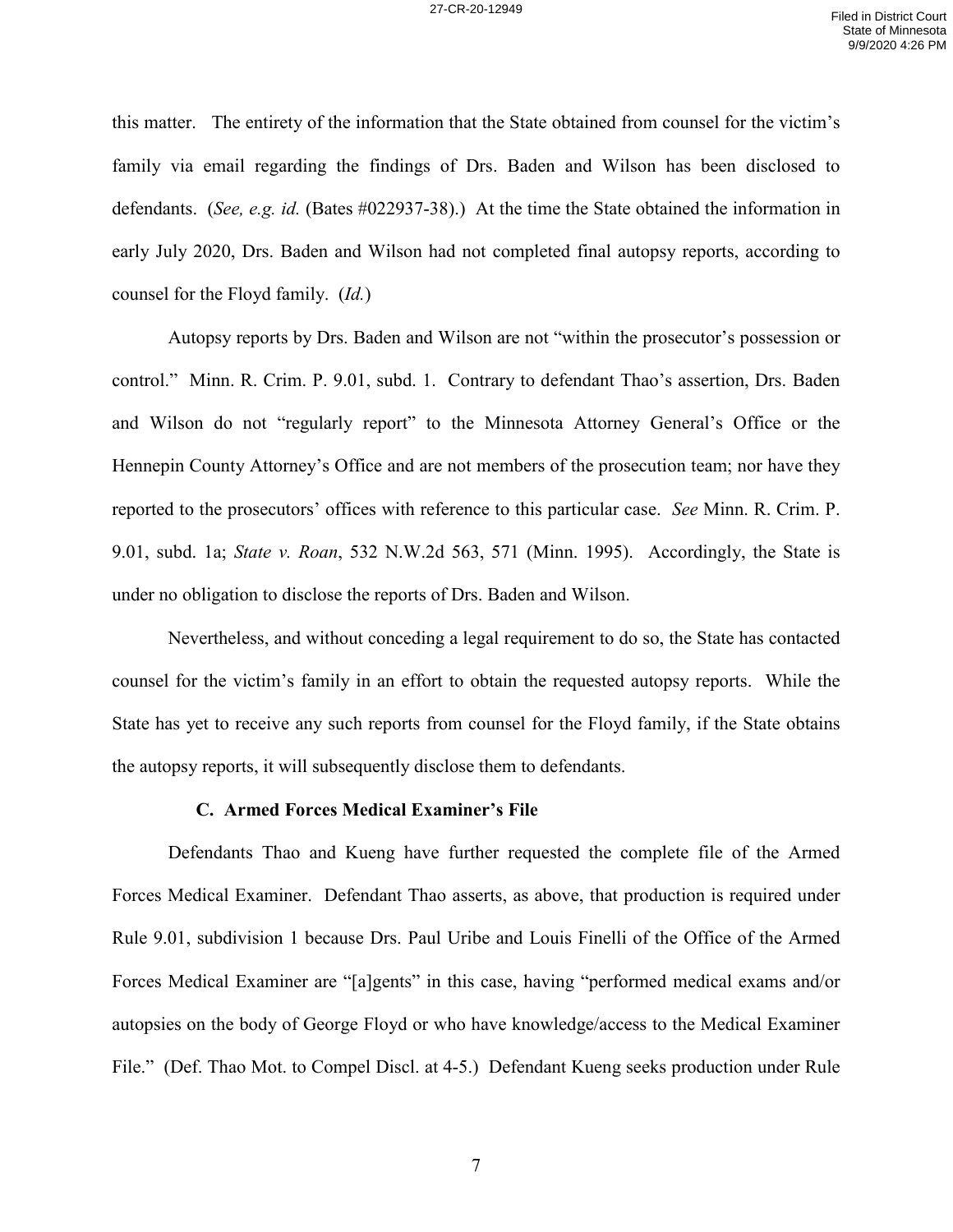this matter. The entirety of the information that the State obtained from counsel for the victim's family via email regarding the findings of Drs. Baden and Wilson has been disclosed to defendants. (*See, e.g. id.* (Bates #022937-38).) At the time the State obtained the information in early July 2020, Drs. Baden and Wilson had not completed final autopsy reports, according to counsel for the Floyd family. (*Id.*)

Autopsy reports by Drs. Baden and Wilson are not "within the prosecutor's possession or control." Minn. R. Crim. P. 9.01, subd. 1. Contrary to defendant Thao's assertion, Drs. Baden and Wilson do not "regularly report" to the Minnesota Attorney General's Office or the Hennepin County Attorney's Office and are not members of the prosecution team; nor have they reported to the prosecutors' offices with reference to this particular case. *See* Minn. R. Crim. P. 9.01, subd. 1a; *State v. Roan*, 532 N.W.2d 563, 571 (Minn. 1995). Accordingly, the State is under no obligation to disclose the reports of Drs. Baden and Wilson.

Nevertheless, and without conceding a legal requirement to do so, the State has contacted counsel for the victim's family in an effort to obtain the requested autopsy reports. While the State has yet to receive any such reports from counsel for the Floyd family, if the State obtains the autopsy reports, it will subsequently disclose them to defendants.

### C. Armed Forces Medical Examiner's File

Defendants Thao and Kueng have further requested the complete file of the Armed Forces Medical Examiner. Defendant Thao asserts, as above, that production is required under Rule 9.01, subdivision 1 because Drs. Paul Uribe and Louis Finelli of the Office of the Armed Forces Medical Examiner are "[a]gents" in this case, having "performed medical exams and/or autopsies on the body of George Floyd or who have knowledge/access to the Medical Examiner File." (Def. Thao Mot. to Compel Discl. at 4-5.) Defendant Kueng seeks production under Rule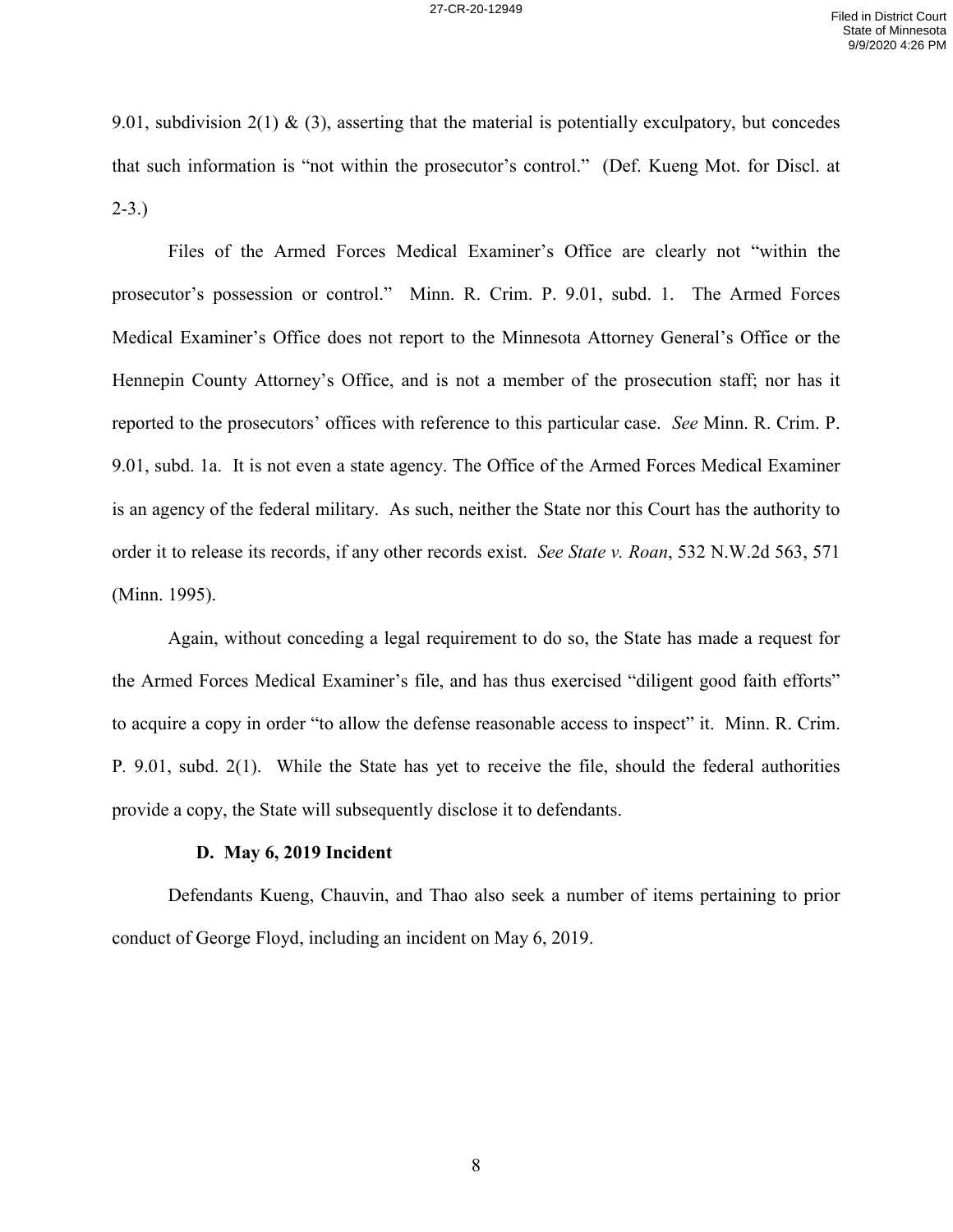9.01, subdivision 2(1) & (3), asserting that the material is potentially exculpatory, but concedes that such information is "not within the prosecutor's control." (Def. Kueng Mot. for Discl. at 2-3.)

Files of the Armed Forces Medical Examiner's Office are clearly not "within the prosecutor's possession or control." Minn. R. Crim. P. 9.01, subd. 1. The Armed Forces Medical Examiner's Office does not report to the Minnesota Attorney General's Office or the Hennepin County Attorney's Office, and is not a member of the prosecution staff; nor has it reported to the prosecutors' offices with reference to this particular case. *See* Minn. R. Crim. P. 9.01, subd. 1a. It is not even a state agency. The Office of the Armed Forces Medical Examiner is an agency of the federal military. As such, neither the State nor this Court has the authority to order it to release its records, if any other records exist. *See State v. Roan*, 532 N.W.2d 563, 571 (Minn. 1995).

Again, without conceding a legal requirement to do so, the State has made a request for the Armed Forces Medical Examiner's file, and has thus exercised "diligent good faith efforts" to acquire a copy in order "to allow the defense reasonable access to inspect" it. Minn. R. Crim. P. 9.01, subd. 2(1). While the State has yet to receive the file, should the federal authorities provide a copy, the State will subsequently disclose it to defendants.

### D. May 6, 2019 Incident

Defendants Kueng, Chauvin, and Thao also seek a number of items pertaining to prior conduct of George Floyd, including an incident on May 6, 2019.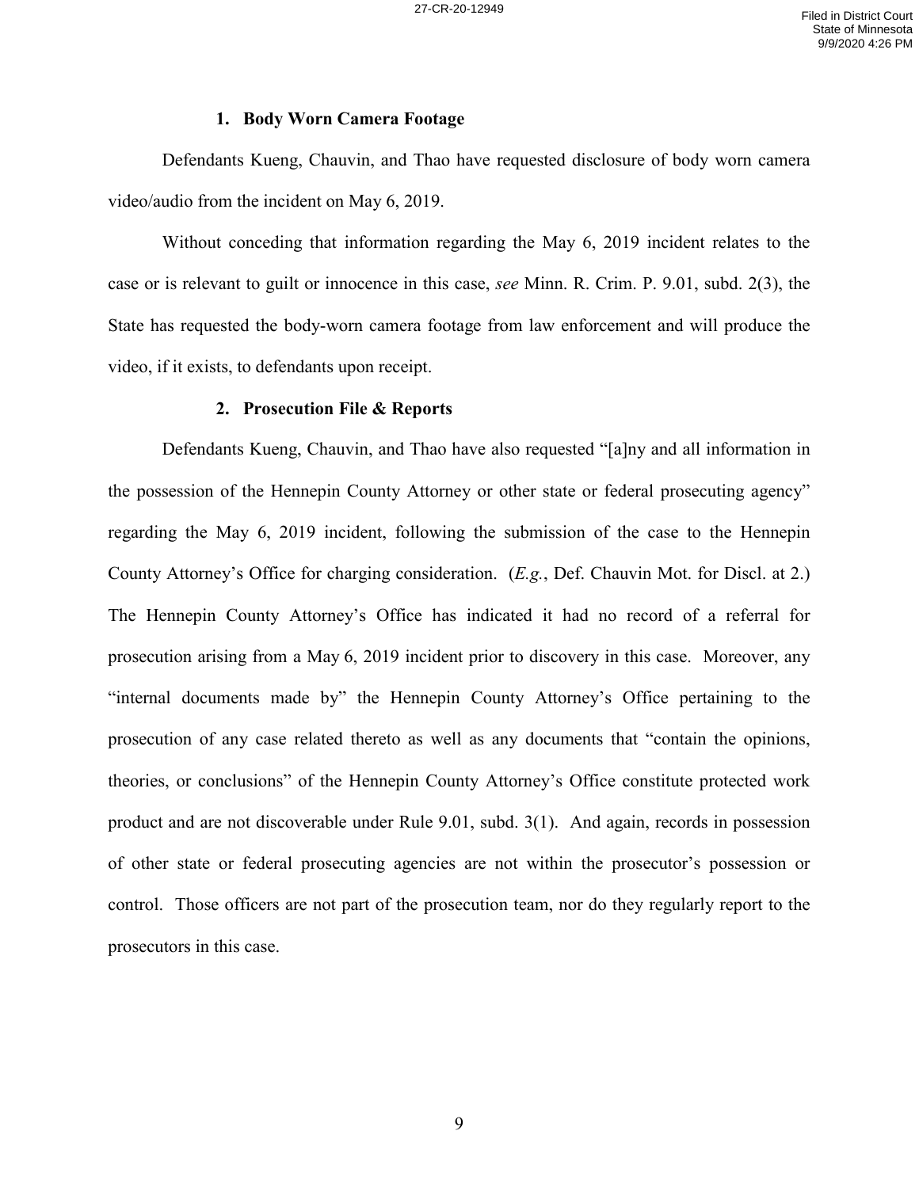### 1. Body Worn Camera Footage

Defendants Kueng, Chauvin, and Thao have requested disclosure of body worn camera video/audio from the incident on May 6, 2019.

Without conceding that information regarding the May 6, 2019 incident relates to the case or is relevant to guilt or innocence in this case, *see* Minn. R. Crim. P. 9.01, subd. 2(3), the State has requested the body-worn camera footage from law enforcement and will produce the video, if it exists, to defendants upon receipt.

### 2. Prosecution File & Reports

Defendants Kueng, Chauvin, and Thao have also requested "[a]ny and all information in the possession of the Hennepin County Attorney or other state or federal prosecuting agency" regarding the May 6, 2019 incident, following the submission of the case to the Hennepin County Attorney's Office for charging consideration. (*E.g.*, Def. Chauvin Mot. for Discl. at 2.) The Hennepin County Attorney's Office has indicated it had no record of a referral for prosecution arising from a May 6, 2019 incident prior to discovery in this case. Moreover, any "internal documents made by" the Hennepin County Attorney's Office pertaining to the prosecution of any case related thereto as well as any documents that "contain the opinions, theories, or conclusions" of the Hennepin County Attorney's Office constitute protected work product and are not discoverable under Rule 9.01, subd. 3(1). And again, records in possession of other state or federal prosecuting agencies are not within the prosecutor's possession or control. Those officers are not part of the prosecution team, nor do they regularly report to the prosecutors in this case.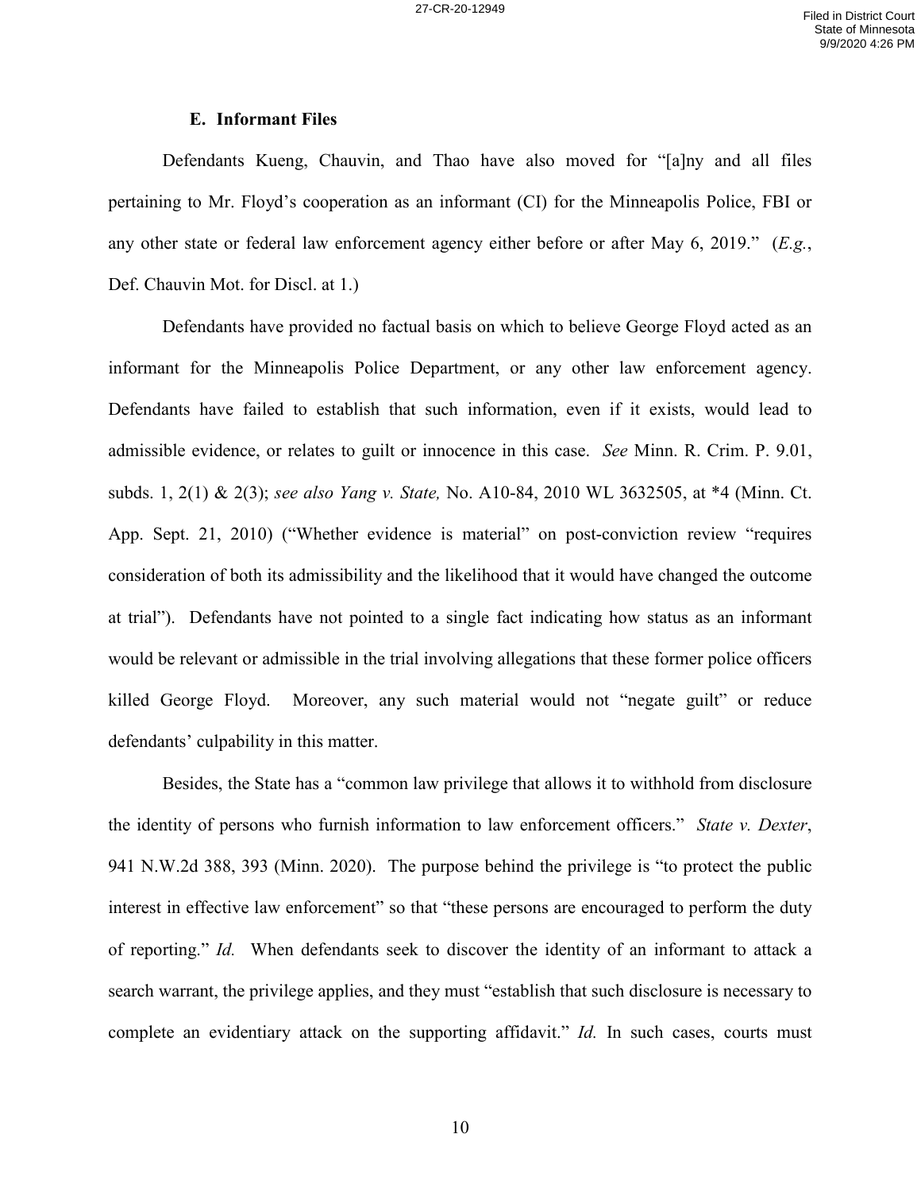### E. Informant Files

Defendants Kueng, Chauvin, and Thao have also moved for "[a]ny and all files pertaining to Mr. Floyd's cooperation as an informant (CI) for the Minneapolis Police, FBI or any other state or federal law enforcement agency either before or after May 6, 2019." (*E.g.*, Def. Chauvin Mot. for Discl. at 1.)

Defendants have provided no factual basis on which to believe George Floyd acted as an informant for the Minneapolis Police Department, or any other law enforcement agency. Defendants have failed to establish that such information, even if it exists, would lead to admissible evidence, or relates to guilt or innocence in this case. *See* Minn. R. Crim. P. 9.01, subds. 1, 2(1) & 2(3); *see also Yang v. State,* No. A10-84, 2010 WL 3632505, at *4 (Minn. Ct. App. Sept. 21, 2010) ("Whether evidence is material" on post-conviction review "requires consideration of both its admissibility and the likelihood that it would have changed the outcome at trial"). Defendants have not pointed to a single fact indicating how status as an informant would be relevant or admissible in the trial involving allegations that these former police officers killed George Floyd. Moreover, any such material would not "negate guilt" or reduce defendants' culpability in this matter.

Besides, the State has a "common law privilege that allows it to withhold from disclosure the identity of persons who furnish information to law enforcement officers." *State v. Dexter*, 941 N.W.2d 388, 393 (Minn. 2020). The purpose behind the privilege is "to protect the public interest in effective law enforcement" so that "these persons are encouraged to perform the duty of reporting." *Id.* When defendants seek to discover the identity of an informant to attack a search warrant, the privilege applies, and they must "establish that such disclosure is necessary to complete an evidentiary attack on the supporting affidavit." *Id.* In such cases, courts must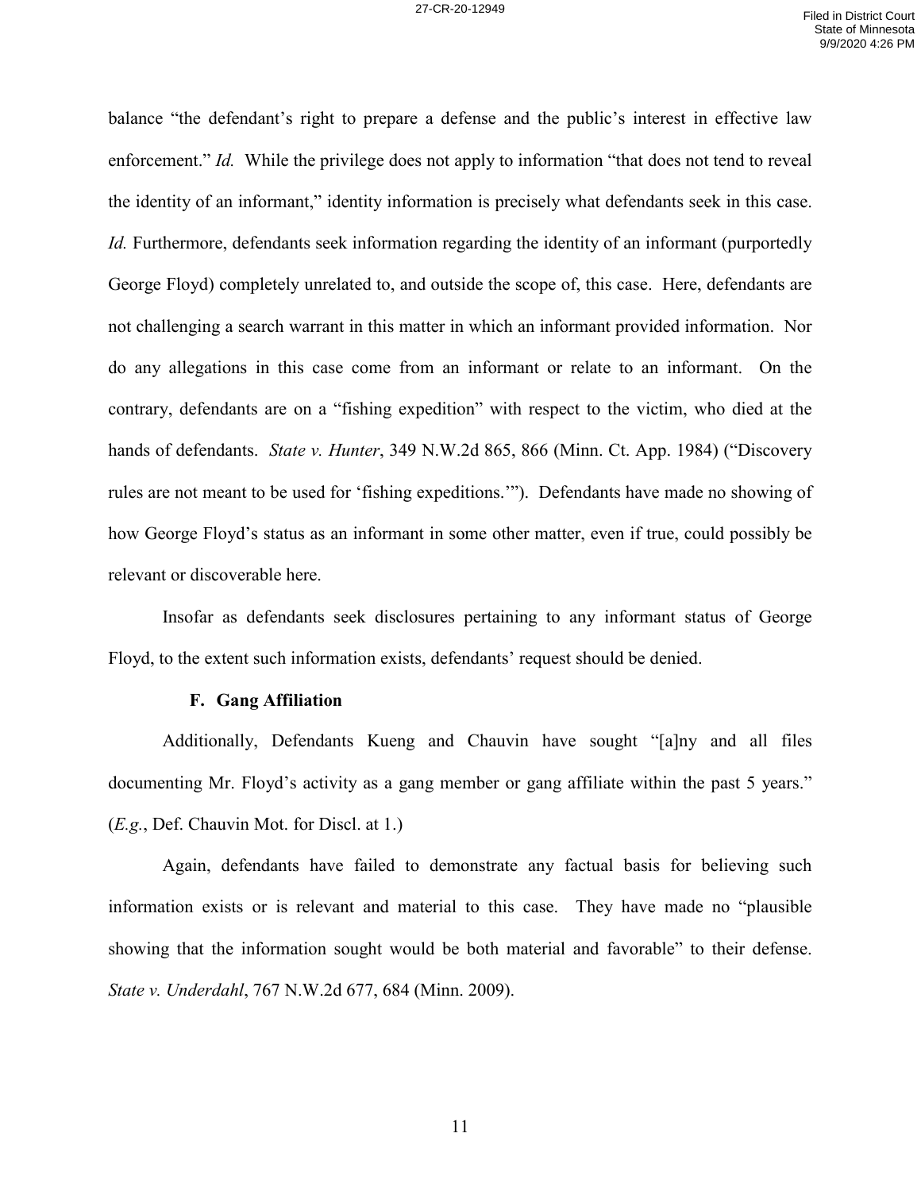balance "the defendant's right to prepare a defense and the public's interest in effective law enforcement." *Id.* While the privilege does not apply to information "that does not tend to reveal the identity of an informant," identity information is precisely what defendants seek in this case. *Id.* Furthermore, defendants seek information regarding the identity of an informant (purportedly George Floyd) completely unrelated to, and outside the scope of, this case. Here, defendants are not challenging a search warrant in this matter in which an informant provided information. Nor do any allegations in this case come from an informant or relate to an informant. On the contrary, defendants are on a "fishing expedition" with respect to the victim, who died at the hands of defendants. *State v. Hunter*, 349 N.W.2d 865, 866 (Minn. Ct. App. 1984) ("Discovery rules are not meant to be used for 'fishing expeditions.'"). Defendants have made no showing of how George Floyd's status as an informant in some other matter, even if true, could possibly be relevant or discoverable here.

Insofar as defendants seek disclosures pertaining to any informant status of George Floyd, to the extent such information exists, defendants' request should be denied.

### F. Gang Affiliation

Additionally, Defendants Kueng and Chauvin have sought "[a]ny and all files documenting Mr. Floyd's activity as a gang member or gang affiliate within the past 5 years." (*E.g.*, Def. Chauvin Mot. for Discl. at 1.)

Again, defendants have failed to demonstrate any factual basis for believing such information exists or is relevant and material to this case. They have made no "plausible showing that the information sought would be both material and favorable" to their defense. *State v. Underdahl*, 767 N.W.2d 677, 684 (Minn. 2009).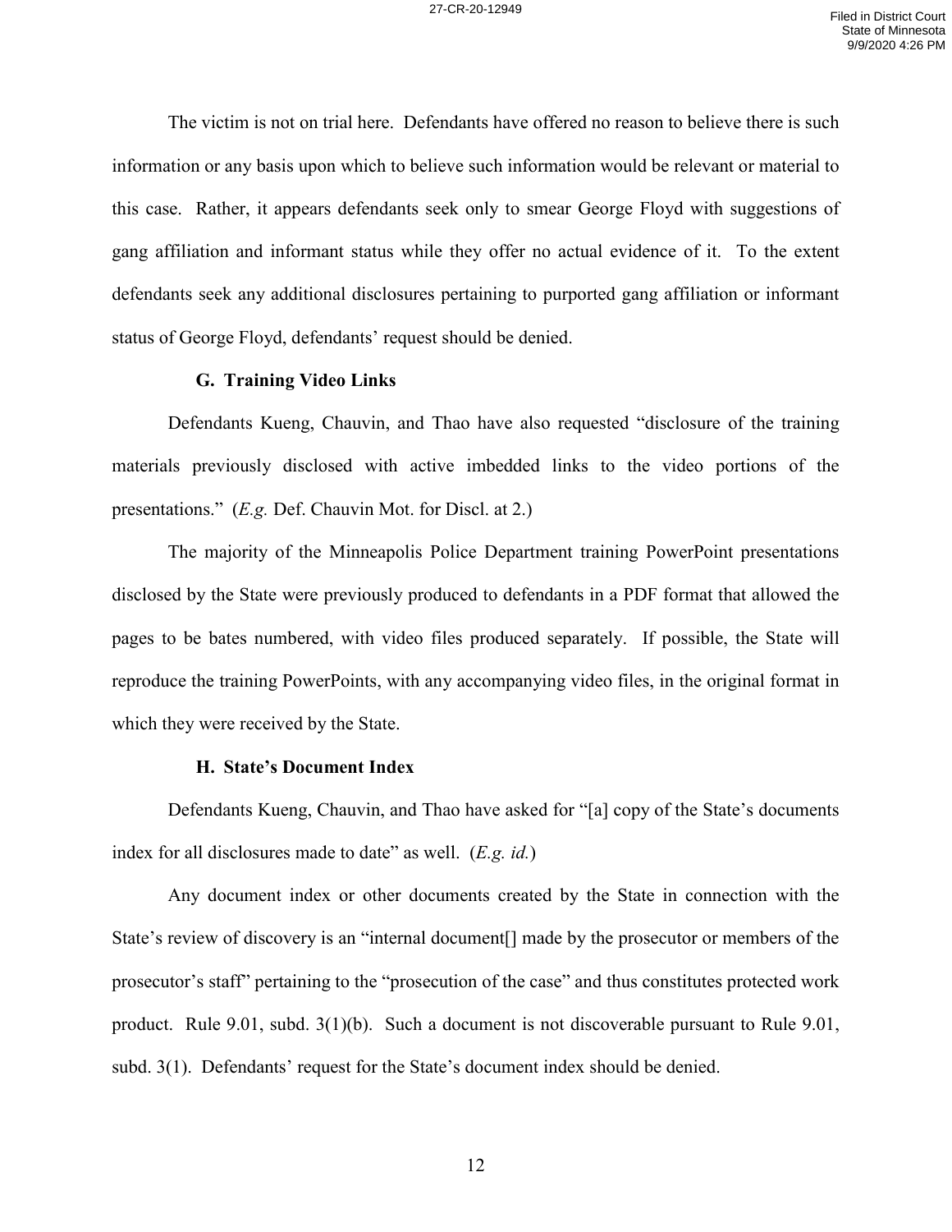The victim is not on trial here. Defendants have offered no reason to believe there is such information or any basis upon which to believe such information would be relevant or material to this case. Rather, it appears defendants seek only to smear George Floyd with suggestions of gang affiliation and informant status while they offer no actual evidence of it. To the extent defendants seek any additional disclosures pertaining to purported gang affiliation or informant status of George Floyd, defendants' request should be denied.

### G. Training Video Links

Defendants Kueng, Chauvin, and Thao have also requested "disclosure of the training materials previously disclosed with active imbedded links to the video portions of the presentations." (*E.g.* Def. Chauvin Mot. for Discl. at 2.)

The majority of the Minneapolis Police Department training PowerPoint presentations disclosed by the State were previously produced to defendants in a PDF format that allowed the pages to be bates numbered, with video files produced separately. If possible, the State will reproduce the training PowerPoints, with any accompanying video files, in the original format in which they were received by the State.

### H. State's Document Index

Defendants Kueng, Chauvin, and Thao have asked for "[a] copy of the State's documents index for all disclosures made to date" as well. (*E.g. id.*)

Any document index or other documents created by the State in connection with the State's review of discovery is an "internal document[] made by the prosecutor or members of the prosecutor's staff" pertaining to the "prosecution of the case" and thus constitutes protected work product. Rule 9.01, subd. 3(1)(b). Such a document is not discoverable pursuant to Rule 9.01, subd. 3(1). Defendants' request for the State's document index should be denied.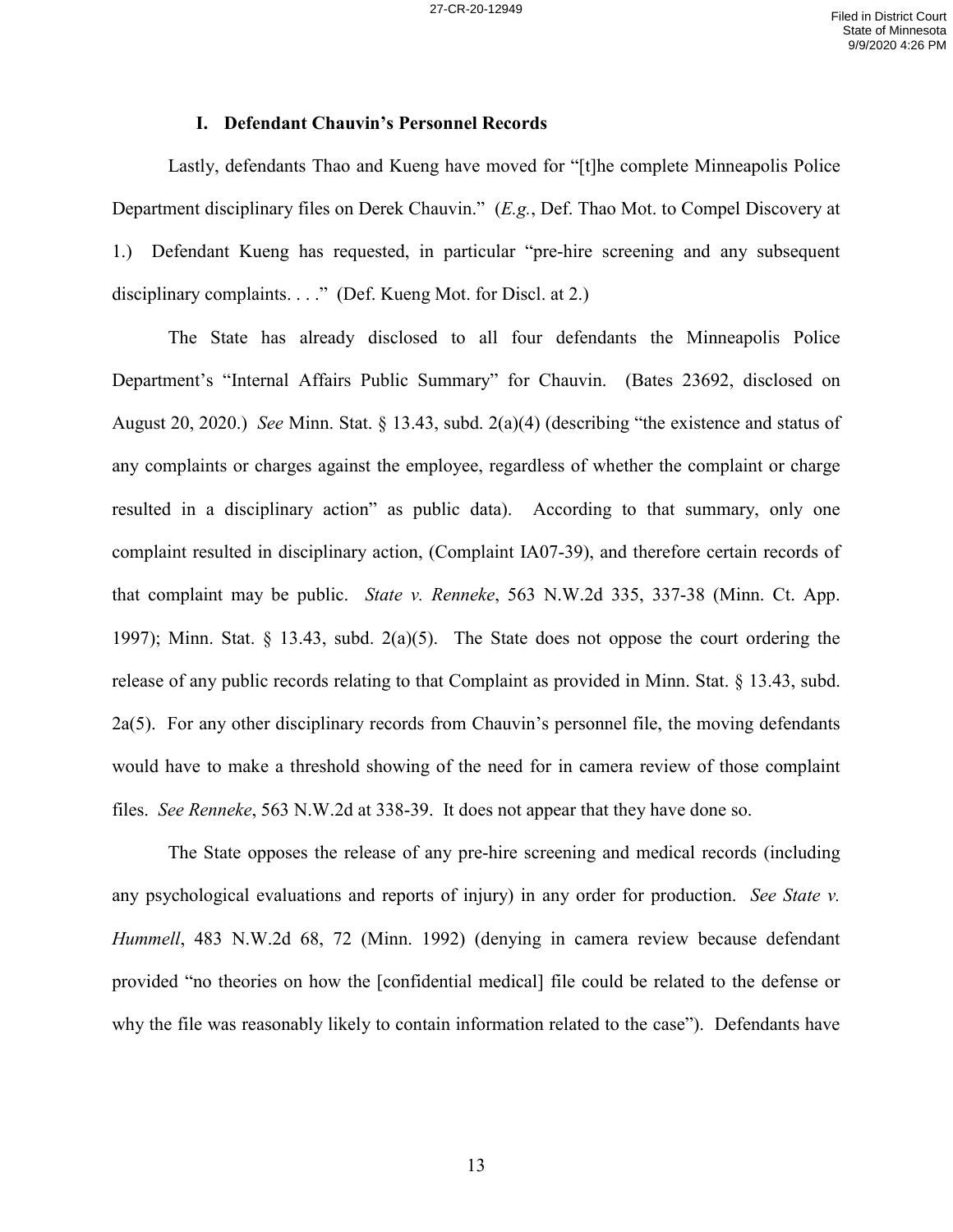## I. Defendant Chauvin's Personnel Records

Lastly, defendants Thao and Kueng have moved for "[t]he complete Minneapolis Police Department disciplinary files on Derek Chauvin." (*E.g.*, Def. Thao Mot. to Compel Discovery at 1.) Defendant Kueng has requested, in particular "pre-hire screening and any subsequent disciplinary complaints. . . ." (Def. Kueng Mot. for Discl. at 2.)

The State has already disclosed to all four defendants the Minneapolis Police Department's "Internal Affairs Public Summary" for Chauvin. (Bates 23692, disclosed on August 20, 2020.) *See* Minn. Stat. § 13.43, subd. 2(a)(4) (describing "the existence and status of any complaints or charges against the employee, regardless of whether the complaint or charge resulted in a disciplinary action" as public data). According to that summary, only one complaint resulted in disciplinary action, (Complaint IA07-39), and therefore certain records of that complaint may be public. *State v. Renneke*, 563 N.W.2d 335, 337-38 (Minn. Ct. App. 1997); Minn. Stat. § 13.43, subd. 2(a)(5). The State does not oppose the court ordering the release of any public records relating to that Complaint as provided in Minn. Stat. § 13.43, subd. 2a(5). For any other disciplinary records from Chauvin's personnel file, the moving defendants would have to make a threshold showing of the need for in camera review of those complaint files. *See Renneke*, 563 N.W.2d at 338-39. It does not appear that they have done so.

The State opposes the release of any pre-hire screening and medical records (including any psychological evaluations and reports of injury) in any order for production. *See State v. Hummell*, 483 N.W.2d 68, 72 (Minn. 1992) (denying in camera review because defendant provided "no theories on how the [confidential medical] file could be related to the defense or why the file was reasonably likely to contain information related to the case"). Defendants have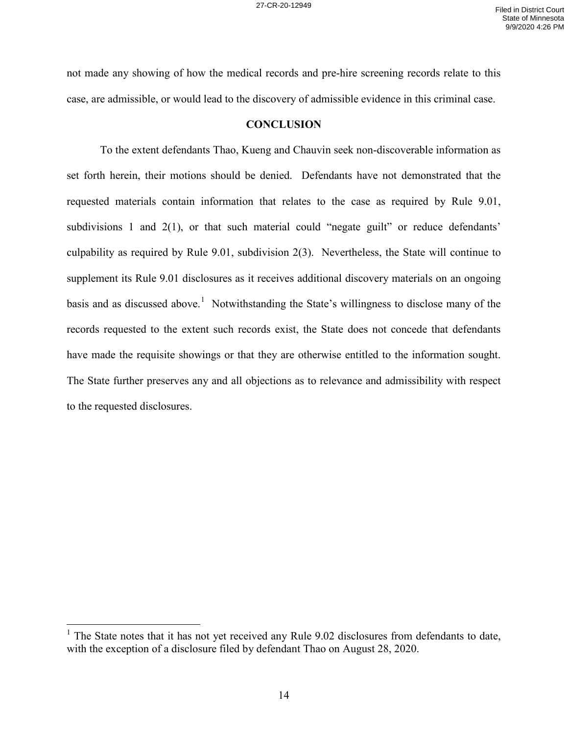not made any showing of how the medical records and pre-hire screening records relate to this case, are admissible, or would lead to the discovery of admissible evidence in this criminal case.

## CONCLUSION

To the extent defendants Thao, Kueng and Chauvin seek non-discoverable information as set forth herein, their motions should be denied. Defendants have not demonstrated that the requested materials contain information that relates to the case as required by Rule 9.01, subdivisions 1 and 2(1), or that such material could "negate guilt" or reduce defendants' culpability as required by Rule 9.01, subdivision 2(3). Nevertheless, the State will continue to supplement its Rule 9.01 disclosures as it receives additional discovery materials on an ongoing basis and as discussed above.[1] Notwithstanding the State's willingness to disclose many of the records requested to the extent such records exist, the State does not concede that defendants have made the requisite showings or that they are otherwise entitled to the information sought. The State further preserves any and all objections as to relevance and admissibility with respect to the requested disclosures.

---

[1] The State notes that it has not yet received any Rule 9.02 disclosures from defendants to date, with the exception of a disclosure filed by defendant Thao on August 28, 2020.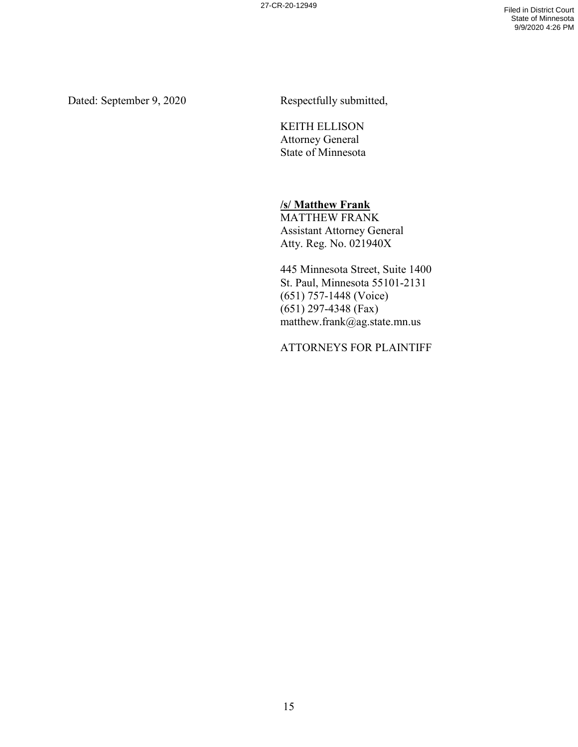Dated: September 9, 2020

Respectfully submitted,

KEITH ELLISON
Attorney General
State of Minnesota

**/s/ Matthew Frank**
MATTHEW FRANK
Assistant Attorney General
Atty. Reg. No. 021940X

445 Minnesota Street, Suite 1400
St. Paul, Minnesota 55101-2131
(651) 757-1448 (Voice)
(651) 297-4348 (Fax)
matthew.frank@ag.state.mn.us

ATTORNEYS FOR PLAINTIFF